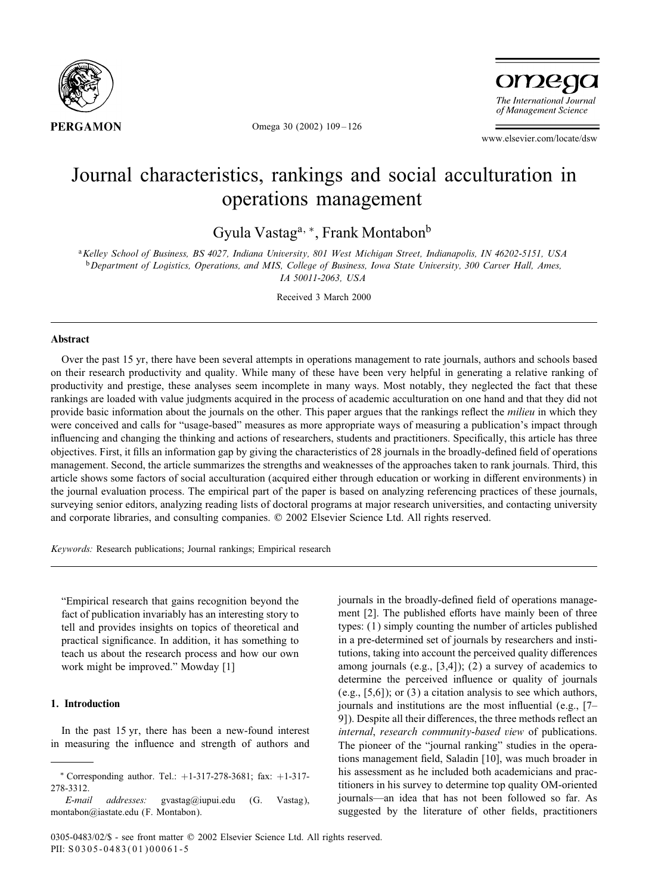# Journal characteristics, rankings and social acculturation in operations management

Gyula Vastag[a, *], Frank Montabon[b]

[a] Kelley School of Business, BS 4027, Indiana University, 801 West Michigan Street, Indianapolis, IN 46202-5151, USA

[b] Department of Logistics, Operations, and MIS, College of Business, Iowa State University, 300 Carver Hall, Ames, IA 50011-2063, USA

Received 3 March 2000

## Abstract

Over the past 15 yr, there have been several attempts in operations management to rate journals, authors and schools based on their research productivity and quality. While many of these have been very helpful in generating a relative ranking of productivity and prestige, these analyses seem incomplete in many ways. Most notably, they neglected the fact that these rankings are loaded with value judgments acquired in the process of academic acculturation on one hand and that they did not provide basic information about the journals on the other. This paper argues that the rankings reflect the *milieu* in which they were conceived and calls for "usage-based" measures as more appropriate ways of measuring a publication's impact through influencing and changing the thinking and actions of researchers, students and practitioners. Specifically, this article has three objectives. First, it fills an information gap by giving the characteristics of 28 journals in the broadly-defined field of operations management. Second, the article summarizes the strengths and weaknesses of the approaches taken to rank journals. Third, this article shows some factors of social acculturation (acquired either through education or working in different environments) in the journal evaluation process. The empirical part of the paper is based on analyzing referencing practices of these journals, surveying senior editors, analyzing reading lists of doctoral programs at major research universities, and contacting university and corporate libraries, and consulting companies. © 2002 Elsevier Science Ltd. All rights reserved.

*Keywords:* Research publications; Journal rankings; Empirical research

"Empirical research that gains recognition beyond the fact of publication invariably has an interesting story to tell and provides insights on topics of theoretical and practical significance. In addition, it has something to teach us about the research process and how our own work might be improved." Mowday [1]

## 1. Introduction

In the past 15 yr, there has been a new-found interest in measuring the influence and strength of authors and journals in the broadly-defined field of operations management [2]. The published efforts have mainly been of three types: (1) simply counting the number of articles published in a pre-determined set of journals by researchers and institutions, taking into account the perceived quality differences among journals (e.g., [3,4]); (2) a survey of academics to determine the perceived influence or quality of journals (e.g., [5,6]); or (3) a citation analysis to see which authors, journals and institutions are the most influential (e.g., [7–9]). Despite all their differences, the three methods reflect an *internal*, *research community-based view* of publications. The pioneer of the "journal ranking" studies in the operations management field, Saladin [10], was much broader in his assessment as he included both academicians and practitioners in his survey to determine top quality OM-oriented journals—an idea that has not been followed so far. As suggested by the literature of other fields, practitioners

* Corresponding author. Tel.: +1-317-278-3681; fax: +1-317-278-3312.

*E-mail addresses:* gvastag@iupui.edu (G. Vastag), montabon@iastate.edu (F. Montabon).

0305-0483/02/$ - see front matter © 2002 Elsevier Science Ltd. All rights reserved.
PII: S0305-0483(01)00061-5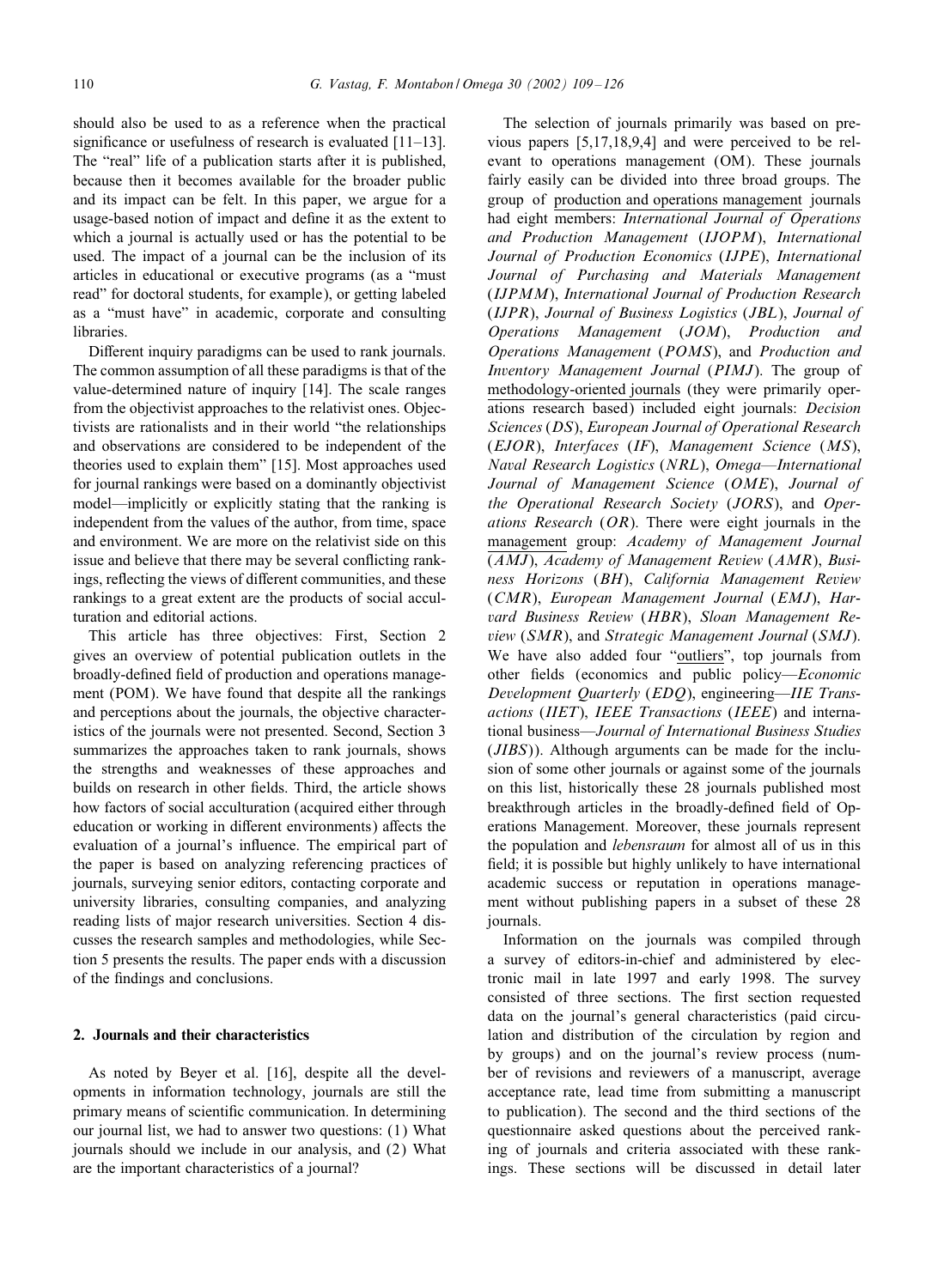should also be used to as a reference when the practical significance or usefulness of research is evaluated [11–13]. The "real" life of a publication starts after it is published, because then it becomes available for the broader public and its impact can be felt. In this paper, we argue for a usage-based notion of impact and define it as the extent to which a journal is actually used or has the potential to be used. The impact of a journal can be the inclusion of its articles in educational or executive programs (as a "must read" for doctoral students, for example), or getting labeled as a "must have" in academic, corporate and consulting libraries.

Different inquiry paradigms can be used to rank journals. The common assumption of all these paradigms is that of the value-determined nature of inquiry [14]. The scale ranges from the objectivist approaches to the relativist ones. Objectivists are rationalists and in their world "the relationships and observations are considered to be independent of the theories used to explain them" [15]. Most approaches used for journal rankings were based on a dominantly objectivist model—implicitly or explicitly stating that the ranking is independent from the values of the author, from time, space and environment. We are more on the relativist side on this issue and believe that there may be several conflicting rankings, reflecting the views of different communities, and these rankings to a great extent are the products of social acculturation and editorial actions.

This article has three objectives: First, Section 2 gives an overview of potential publication outlets in the broadly-defined field of production and operations management (POM). We have found that despite all the rankings and perceptions about the journals, the objective characteristics of the journals were not presented. Second, Section 3 summarizes the approaches taken to rank journals, shows the strengths and weaknesses of these approaches and builds on research in other fields. Third, the article shows how factors of social acculturation (acquired either through education or working in different environments) affects the evaluation of a journal's influence. The empirical part of the paper is based on analyzing referencing practices of journals, surveying senior editors, contacting corporate and university libraries, consulting companies, and analyzing reading lists of major research universities. Section 4 discusses the research samples and methodologies, while Section 5 presents the results. The paper ends with a discussion of the findings and conclusions.

## 2. Journals and their characteristics

As noted by Beyer et al. [16], despite all the developments in information technology, journals are still the primary means of scientific communication. In determining our journal list, we had to answer two questions: (1) What journals should we include in our analysis, and (2) What are the important characteristics of a journal?

The selection of journals primarily was based on previous papers [5,17,18,9,4] and were perceived to be relevant to operations management (OM). These journals fairly easily can be divided into three broad groups. The group of production and operations management journals had eight members: *International Journal of Operations and Production Management* (*IJOPM*), *International Journal of Production Economics* (*IJPE*), *International Journal of Purchasing and Materials Management* (*IJPMM*), *International Journal of Production Research* (*IJPR*), *Journal of Business Logistics* (*JBL*), *Journal of Operations Management* (*JOM*), *Production and Operations Management* (*POMS*), and *Production and Inventory Management Journal* (*PIMJ*). The group of methodology-oriented journals (they were primarily operations research based) included eight journals: *Decision Sciences* (*DS*), *European Journal of Operational Research* (*EJOR*), *Interfaces* (*IF*), *Management Science* (*MS*), *Naval Research Logistics* (*NRL*), *Omega—International Journal of Management Science* (*OME*), *Journal of the Operational Research Society* (*JORS*), and *Operations Research* (*OR*). There were eight journals in the management group: *Academy of Management Journal* (*AMJ*), *Academy of Management Review* (*AMR*), *Business Horizons* (*BH*), *California Management Review* (*CMR*), *European Management Journal* (*EMJ*), *Harvard Business Review* (*HBR*), *Sloan Management Review* (*SMR*), and *Strategic Management Journal* (*SMJ*). We have also added four "outliers", top journals from other fields (economics and public policy—*Economic Development Quarterly* (*EDQ*), engineering—*IIE Transactions* (*IIET*), *IEEE Transactions* (*IEEE*) and international business—*Journal of International Business Studies* (*JIBS*)). Although arguments can be made for the inclusion of some other journals or against some of the journals on this list, historically these 28 journals published most breakthrough articles in the broadly-defined field of Operations Management. Moreover, these journals represent the population and *lebensraum* for almost all of us in this field; it is possible but highly unlikely to have international academic success or reputation in operations management without publishing papers in a subset of these 28 journals.

Information on the journals was compiled through a survey of editors-in-chief and administered by electronic mail in late 1997 and early 1998. The survey consisted of three sections. The first section requested data on the journal's general characteristics (paid circulation and distribution of the circulation by region and by groups) and on the journal's review process (number of revisions and reviewers of a manuscript, average acceptance rate, lead time from submitting a manuscript to publication). The second and the third sections of the questionnaire asked questions about the perceived ranking of journals and criteria associated with these rankings. These sections will be discussed in detail later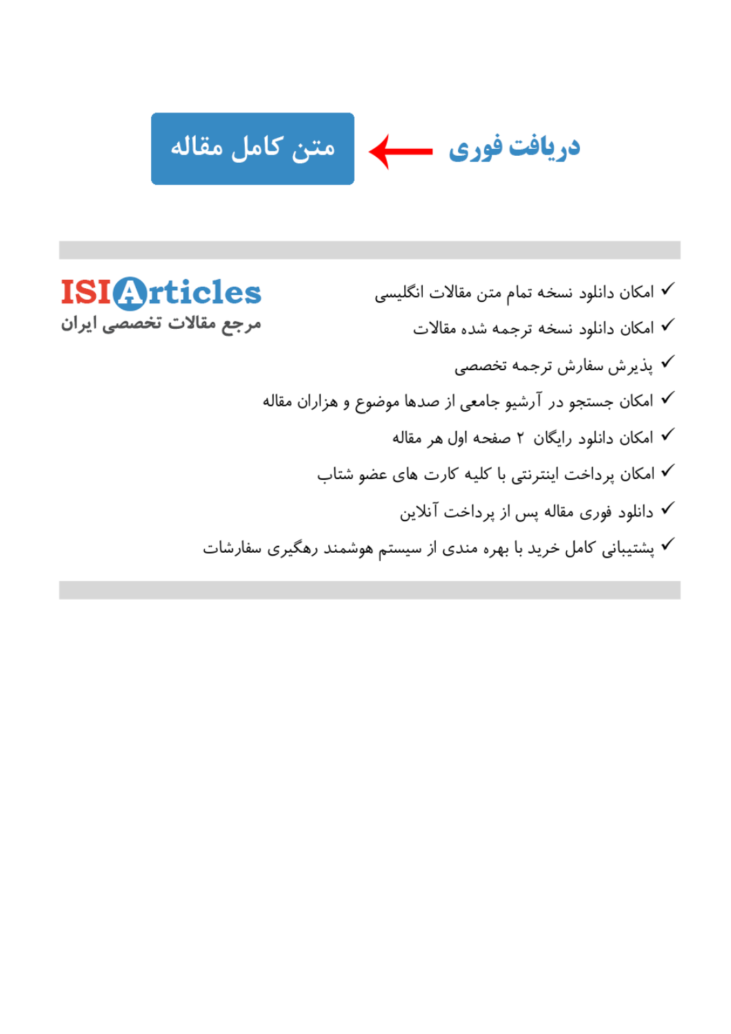دریافت فوری ← **متن کامل مقاله**

**ISIArticles**
مرجع مقالات تخصصی ایران

- ✓ امکان دانلود نسخه تمام متن مقالات انگلیسی
- ✓ امکان دانلود نسخه ترجمه شده مقالات
- ✓ پذیرش سفارش ترجمه تخصصی
- ✓ امکان جستجو در آرشیو جامعی از صدها موضوع و هزاران مقاله
- ✓ امکان دانلود رایگان ۲ صفحه اول هر مقاله
- ✓ امکان پرداخت اینترنتی با کلیه کارت های عضو شتاب
- ✓ دانلود فوری مقاله پس از پرداخت آنلاین
- ✓ پشتیبانی کامل خرید با بهره مندی از سیستم هوشمند رهگیری سفارشات